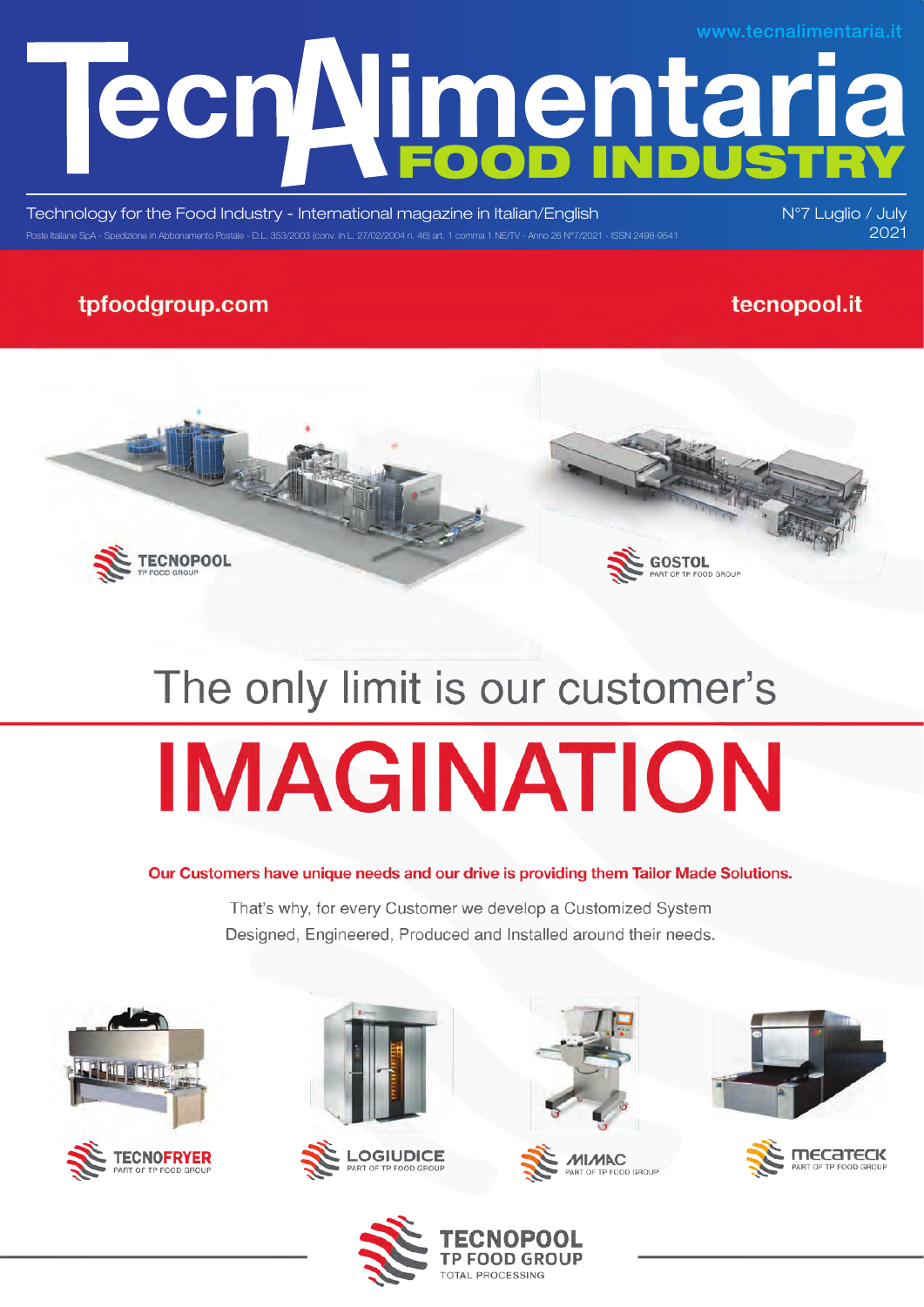www.tecnalimentaria.it

# TecnAlimentaria FOOD INDUSTRY

Technology for the Food Industry - International magazine in Italian/English

N°7 Luglio / July 2021

Poste Italiane SpA - Spedizione in Abbonamento Postale - D.L. 353/2003 (conv. in L. 27/02/2004 n. 46) art. 1 comma 1 NE/TV - Anno 26 N°7/2021 - ISSN 2498-9541

tpfoodgroup.com

tecnopool.it

TECNOPOOL TP FOOD GROUP

GOSTOL PART OF TP FOOD GROUP

The only limit is our customer's

# IMAGINATION

**Our Customers have unique needs and our drive is providing them Tailor Made Solutions.**

That's why, for every Customer we develop a Customized System Designed, Engineered, Produced and Installed around their needs.

TECNOFRYER PART OF TP FOOD GROUP

LOGIUDICE PART OF TP FOOD GROUP

MIMAC PART OF TP FOOD GROUP

MECATECK PART OF TP FOOD GROUP

TECNOPOOL TP FOOD GROUP TOTAL PROCESSING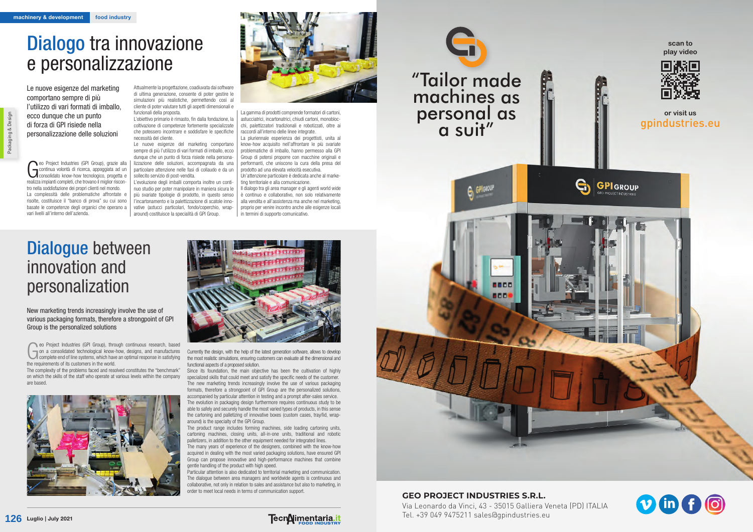# Dialogo tra innovazione e personalizzazione

Le nuove esigenze del marketing comportano sempre di più l'utilizzo di vari formati di imballo, ecco dunque che un punto di forza di GPI risiede nella personalizzazione delle soluzioni

Geo Project Industries (GPI Group), grazie alla continua volontà di ricerca, appoggiata ad un consolidato know-how tecnologico, progetta e realizza impianti completi, che trovano il miglior riscontro nella soddisfazione dei propri clienti nel mondo.
La complessità delle problematiche affrontate e risolte, costituisce il "banco di prova" su cui sono basate le competenze degli organici che operano a vari livelli all'interno dell'azienda.

Attualmente la progettazione, coadiuvata dai software di ultima generazione, consente di poter gestire le simulazioni più realistiche, permettendo così al cliente di poter valutare tutti gli aspetti dimensionali e funzionali della proposta.
L'obiettivo primario è rimasto, fin dalla fondazione, la coltivazione di competenze fortemente specializzate che potessero incontrare e soddisfare le specifiche necessità del cliente.
Le nuove esigenze del marketing comportano sempre di più l'utilizzo di vari formati di imballo, ecco dunque che un punto di forza risiede nella personalizzazione delle soluzioni, accompagnata da una particolare attenzione nelle fasi di collaudo e da un sollecito servizio di post-vendita.
L'evoluzione degli imballi comporta inoltre un continuo studio per poter manipolare in maniera sicura le più svariate tipologie di prodotto, in questo senso l'incartonamento e la palettizzazione di scatole innovative (astucci particolari, fondo/coperchio, wrap-around) costituisce la specialità di GPI Group.

La gamma di prodotti comprende formatori di cartoni, astucciatrici, incartonatrici, chiudi cartoni, monoblocchi, palettizzatori tradizionali e robotizzati, oltre ai raccordi all'interno delle linee integrate.
La pluriennale esperienza dei progettisti, unita al know-how acquisito nell'affrontare le più svariate problematiche di imballo, hanno permesso alla GPI Group di potersi proporre con macchine originali e performanti, che uniscono la cura della presa del prodotto ad una elevata velocità esecutiva.
Un'attenzione particolare è dedicata anche al marketing territoriale e alla comunicazione.
Il dialogo tra gli area manager e gli agenti world wide è continuo e collaborativo, non solo relativamente alla vendita e all'assistenza ma anche nel marketing, proprio per venire incontro anche alle esigenze locali in termini di supporto comunicativo.

# Dialogue between innovation and personalization

New marketing trends increasingly involve the use of various packaging formats, therefore a strongpoint of GPI Group is the personalized solutions

Geo Project Industries (GPI Group), through continuous research, based on a consolidated technological know-how, designs, and manufactures complete end of line systems, which have an optimal response in satisfying the requirements of its customers in the world.
The complexity of the problems faced and resolved constitutes the "benchmark" on which the skills of the staff who operate at various levels within the company are based.

Currently the design, with the help of the latest generation software, allows to develop the most realistic simulations, ensuring customers can evaluate all the dimensional and functional aspects of a proposed solution.
Since its foundation, the main objective has been the cultivation of highly specialized skills that could meet and satisfy the specific needs of the customer.
The new marketing trends increasingly involve the use of various packaging formats, therefore a strongpoint of GPI Group are the personalized solutions, accompanied by particular attention in testing and a prompt after-sales service.
The evolution in packaging design furthermore requires continuous study to be able to safely and securely handle the most varied types of products, in this sense the cartoning and palletizing of innovative boxes (custom cases, tray/lid, wrap-around) is the specialty of the GPI Group.
The product range includes forming machines, side loading cartoning units, cartoning machines, closing units, all-in-one units, traditional and robotic palletizers, in addition to the other equipment needed for integrated lines.
The many years of experience of the designers, combined with the know-how acquired in dealing with the most varied packaging solutions, have ensured GPI Group can propose innovative and high-performance machines that combine gentle handling of the product with high speed.
Particular attention is also dedicated to territorial marketing and communication.
The dialogue between area managers and worldwide agents is continuous and collaborative, not only in relation to sales and assistance but also to marketing, in order to meet local needs in terms of communication support.

"Tailor made machines as personal as a suit"

scan to play video

or visit us
gpindustries.eu

**GEO PROJECT INDUSTRIES S.R.L.**
Via Leonardo da Vinci, 43 - 35015 Galliera Veneta (PD) ITALIA
Tel. +39 049 9475211 sales@gpindustries.eu